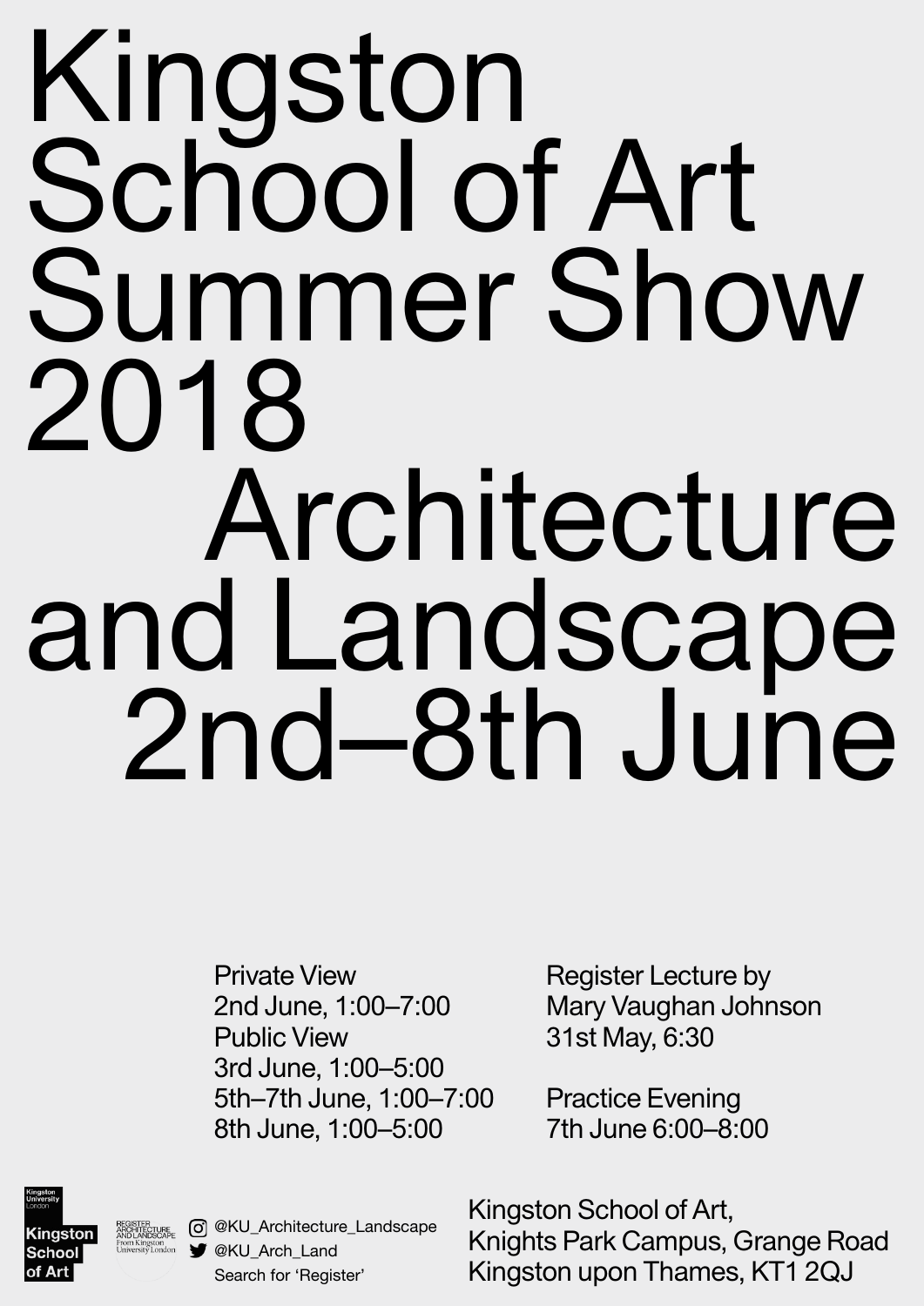# Kingston School of Art Summer Show 2018

# Architecture and Landscape 2nd–8th June

Private View
2nd June, 1:00–7:00
Public View
3rd June, 1:00–5:00
5th–7th June, 1:00–7:00
8th June, 1:00–5:00

Register Lecture by
Mary Vaughan Johnson
31st May, 6:30

Practice Evening
7th June 6:00–8:00

Kingston University London
Kingston School of Art

REGISTER ARCHITECTURE AND LANDSCAPE From Kingston University London

@KU_Architecture_Landscape
@KU_Arch_Land
Search for 'Register'

Kingston School of Art,
Knights Park Campus, Grange Road
Kingston upon Thames, KT1 2QJ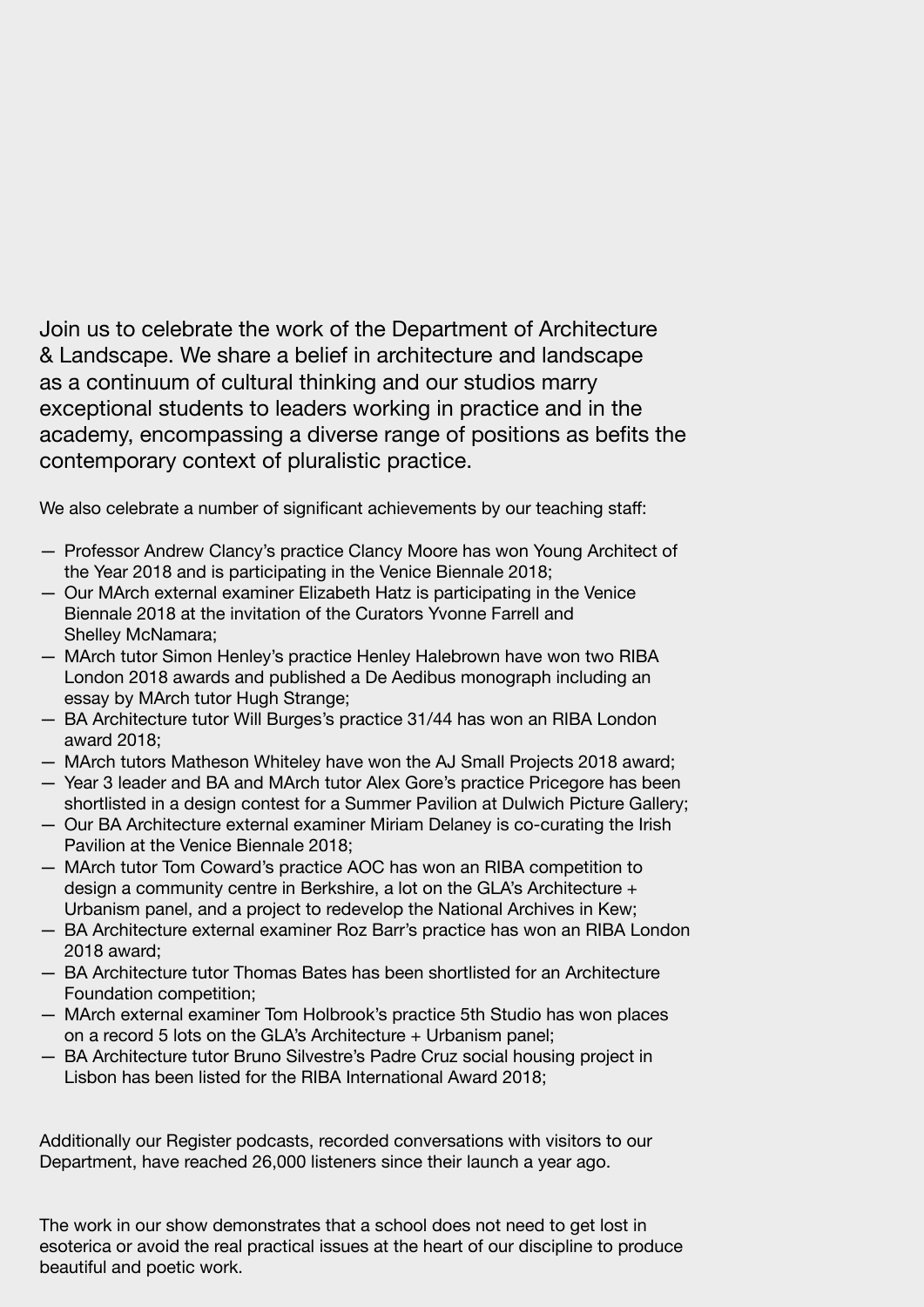Join us to celebrate the work of the Department of Architecture & Landscape. We share a belief in architecture and landscape as a continuum of cultural thinking and our studios marry exceptional students to leaders working in practice and in the academy, encompassing a diverse range of positions as befits the contemporary context of pluralistic practice.

We also celebrate a number of significant achievements by our teaching staff:

— Professor Andrew Clancy's practice Clancy Moore has won Young Architect of the Year 2018 and is participating in the Venice Biennale 2018;
— Our MArch external examiner Elizabeth Hatz is participating in the Venice Biennale 2018 at the invitation of the Curators Yvonne Farrell and Shelley McNamara;
— MArch tutor Simon Henley's practice Henley Halebrown have won two RIBA London 2018 awards and published a De Aedibus monograph including an essay by MArch tutor Hugh Strange;
— BA Architecture tutor Will Burges's practice 31/44 has won an RIBA London award 2018;
— MArch tutors Matheson Whiteley have won the AJ Small Projects 2018 award;
— Year 3 leader and BA and MArch tutor Alex Gore's practice Pricegore has been shortlisted in a design contest for a Summer Pavilion at Dulwich Picture Gallery;
— Our BA Architecture external examiner Miriam Delaney is co-curating the Irish Pavilion at the Venice Biennale 2018;
— MArch tutor Tom Coward's practice AOC has won an RIBA competition to design a community centre in Berkshire, a lot on the GLA's Architecture + Urbanism panel, and a project to redevelop the National Archives in Kew;
— BA Architecture external examiner Roz Barr's practice has won an RIBA London 2018 award;
— BA Architecture tutor Thomas Bates has been shortlisted for an Architecture Foundation competition;
— MArch external examiner Tom Holbrook's practice 5th Studio has won places on a record 5 lots on the GLA's Architecture + Urbanism panel;
— BA Architecture tutor Bruno Silvestre's Padre Cruz social housing project in Lisbon has been listed for the RIBA International Award 2018;

Additionally our Register podcasts, recorded conversations with visitors to our Department, have reached 26,000 listeners since their launch a year ago.

The work in our show demonstrates that a school does not need to get lost in esoterica or avoid the real practical issues at the heart of our discipline to produce beautiful and poetic work.